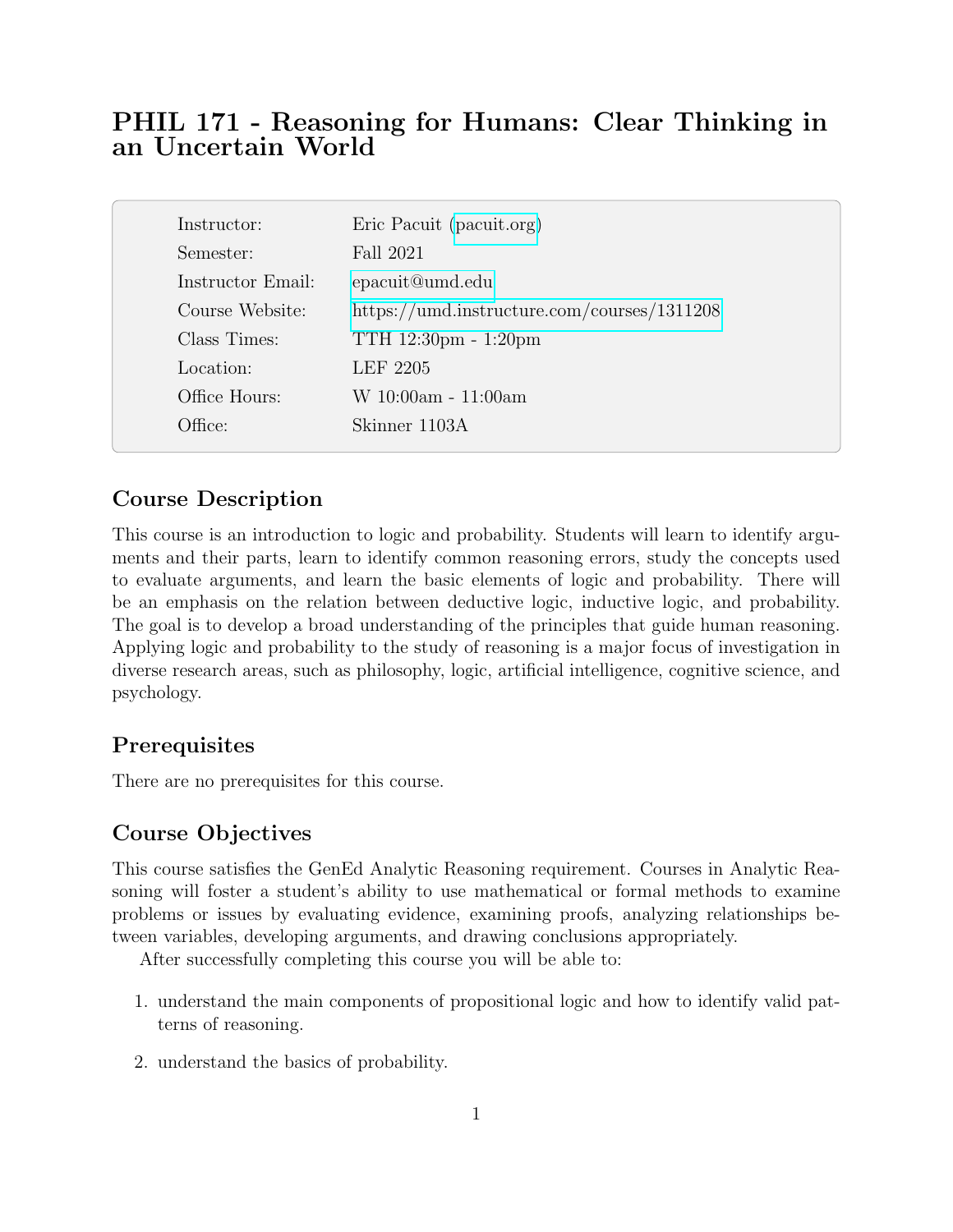# PHIL 171 - Reasoning for Humans: Clear Thinking in an Uncertain World

| | |
|---|---|
| Instructor: | Eric Pacuit (pacuit.org) |
| Semester: | Fall 2021 |
| Instructor Email: | epacuit@umd.edu |
| Course Website: | https://umd.instructure.com/courses/1311208 |
| Class Times: | TTH 12:30pm - 1:20pm |
| Location: | LEF 2205 |
| Office Hours: | W 10:00am - 11:00am |
| Office: | Skinner 1103A |

## Course Description

This course is an introduction to logic and probability. Students will learn to identify arguments and their parts, learn to identify common reasoning errors, study the concepts used to evaluate arguments, and learn the basic elements of logic and probability. There will be an emphasis on the relation between deductive logic, inductive logic, and probability. The goal is to develop a broad understanding of the principles that guide human reasoning. Applying logic and probability to the study of reasoning is a major focus of investigation in diverse research areas, such as philosophy, logic, artificial intelligence, cognitive science, and psychology.

## Prerequisites

There are no prerequisites for this course.

## Course Objectives

This course satisfies the GenEd Analytic Reasoning requirement. Courses in Analytic Reasoning will foster a student's ability to use mathematical or formal methods to examine problems or issues by evaluating evidence, examining proofs, analyzing relationships between variables, developing arguments, and drawing conclusions appropriately.

After successfully completing this course you will be able to:

1. understand the main components of propositional logic and how to identify valid patterns of reasoning.
2. understand the basics of probability.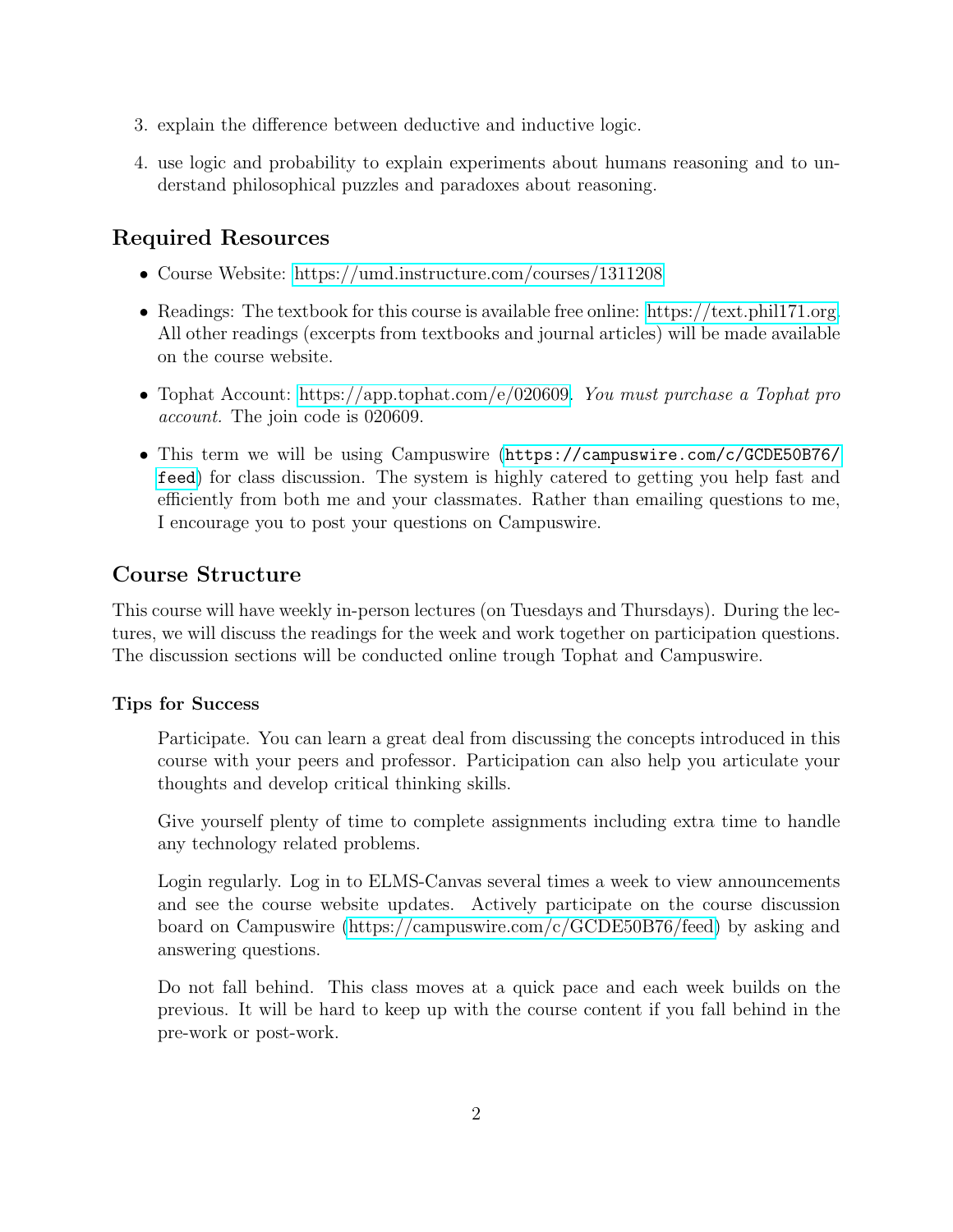3. explain the difference between deductive and inductive logic.

4. use logic and probability to explain experiments about humans reasoning and to understand philosophical puzzles and paradoxes about reasoning.

## Required Resources

- Course Website: https://umd.instructure.com/courses/1311208
- Readings: The textbook for this course is available free online: https://text.phil171.org. All other readings (excerpts from textbooks and journal articles) will be made available on the course website.
- Tophat Account: https://app.tophat.com/e/020609. *You must purchase a Tophat pro account.* The join code is 020609.
- This term we will be using Campuswire (`https://campuswire.com/c/GCDE50B76/feed`) for class discussion. The system is highly catered to getting you help fast and efficiently from both me and your classmates. Rather than emailing questions to me, I encourage you to post your questions on Campuswire.

## Course Structure

This course will have weekly in-person lectures (on Tuesdays and Thursdays). During the lectures, we will discuss the readings for the week and work together on participation questions. The discussion sections will be conducted online trough Tophat and Campuswire.

### Tips for Success

Participate. You can learn a great deal from discussing the concepts introduced in this course with your peers and professor. Participation can also help you articulate your thoughts and develop critical thinking skills.

Give yourself plenty of time to complete assignments including extra time to handle any technology related problems.

Login regularly. Log in to ELMS-Canvas several times a week to view announcements and see the course website updates. Actively participate on the course discussion board on Campuswire (https://campuswire.com/c/GCDE50B76/feed) by asking and answering questions.

Do not fall behind. This class moves at a quick pace and each week builds on the previous. It will be hard to keep up with the course content if you fall behind in the pre-work or post-work.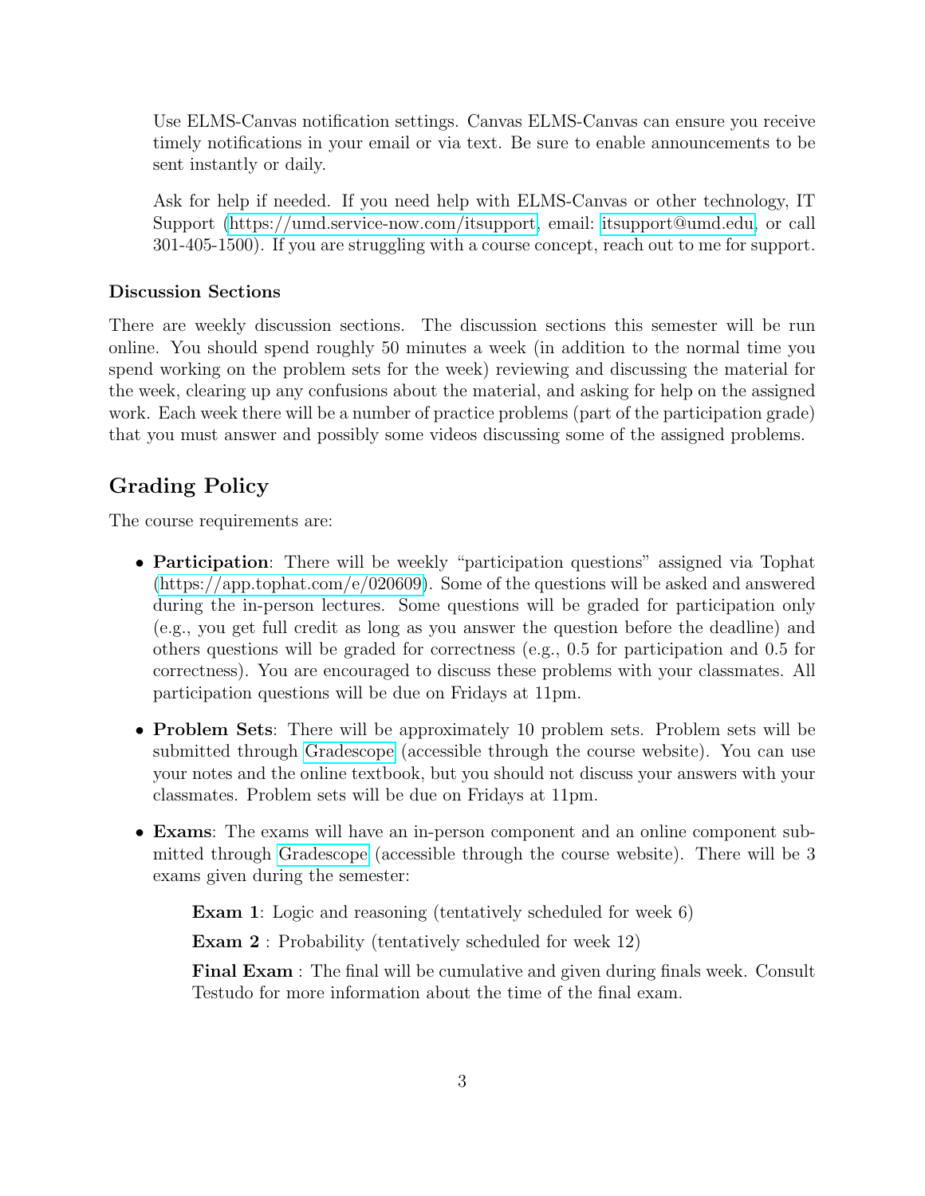Use ELMS-Canvas notification settings. Canvas ELMS-Canvas can ensure you receive timely notifications in your email or via text. Be sure to enable announcements to be sent instantly or daily.

Ask for help if needed. If you need help with ELMS-Canvas or other technology, IT Support (https://umd.service-now.com/itsupport, email: itsupport@umd.edu, or call 301-405-1500). If you are struggling with a course concept, reach out to me for support.

### Discussion Sections

There are weekly discussion sections. The discussion sections this semester will be run online. You should spend roughly 50 minutes a week (in addition to the normal time you spend working on the problem sets for the week) reviewing and discussing the material for the week, clearing up any confusions about the material, and asking for help on the assigned work. Each week there will be a number of practice problems (part of the participation grade) that you must answer and possibly some videos discussing some of the assigned problems.

## Grading Policy

The course requirements are:

- **Participation**: There will be weekly "participation questions" assigned via Tophat (https://app.tophat.com/e/020609). Some of the questions will be asked and answered during the in-person lectures. Some questions will be graded for participation only (e.g., you get full credit as long as you answer the question before the deadline) and others questions will be graded for correctness (e.g., 0.5 for participation and 0.5 for correctness). You are encouraged to discuss these problems with your classmates. All participation questions will be due on Fridays at 11pm.
- **Problem Sets**: There will be approximately 10 problem sets. Problem sets will be submitted through Gradescope (accessible through the course website). You can use your notes and the online textbook, but you should not discuss your answers with your classmates. Problem sets will be due on Fridays at 11pm.
- **Exams**: The exams will have an in-person component and an online component submitted through Gradescope (accessible through the course website). There will be 3 exams given during the semester:

  **Exam 1**: Logic and reasoning (tentatively scheduled for week 6)

  **Exam 2** : Probability (tentatively scheduled for week 12)

  **Final Exam** : The final will be cumulative and given during finals week. Consult Testudo for more information about the time of the final exam.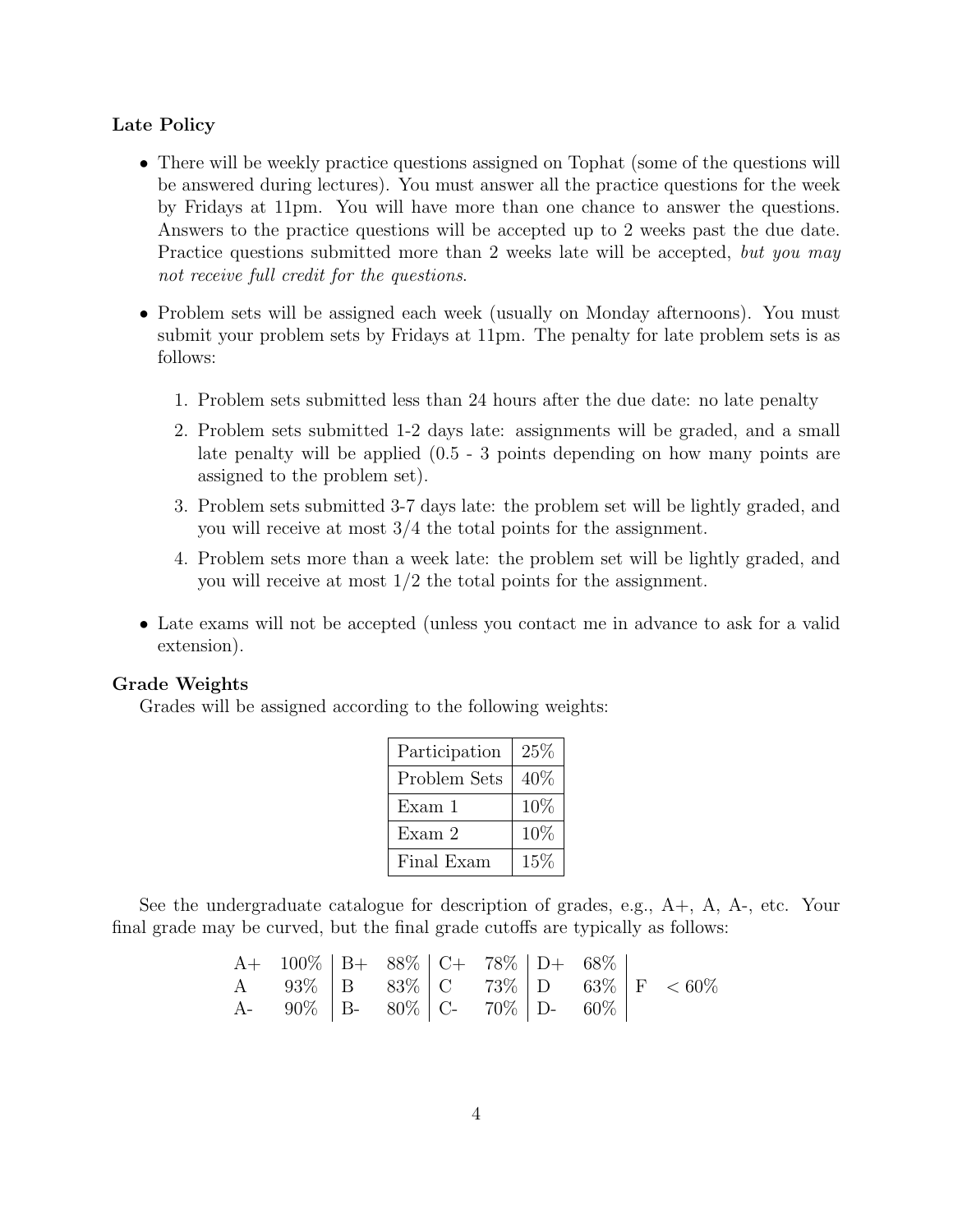**Late Policy**

- There will be weekly practice questions assigned on Tophat (some of the questions will be answered during lectures). You must answer all the practice questions for the week by Fridays at 11pm. You will have more than one chance to answer the questions. Answers to the practice questions will be accepted up to 2 weeks past the due date. Practice questions submitted more than 2 weeks late will be accepted, *but you may not receive full credit for the questions*.

- Problem sets will be assigned each week (usually on Monday afternoons). You must submit your problem sets by Fridays at 11pm. The penalty for late problem sets is as follows:

  1. Problem sets submitted less than 24 hours after the due date: no late penalty
  2. Problem sets submitted 1-2 days late: assignments will be graded, and a small late penalty will be applied (0.5 - 3 points depending on how many points are assigned to the problem set).
  3. Problem sets submitted 3-7 days late: the problem set will be lightly graded, and you will receive at most 3/4 the total points for the assignment.
  4. Problem sets more than a week late: the problem set will be lightly graded, and you will receive at most 1/2 the total points for the assignment.

- Late exams will not be accepted (unless you contact me in advance to ask for a valid extension).

**Grade Weights**

Grades will be assigned according to the following weights:

| Participation | 25% |
|---|---|
| Problem Sets | 40% |
| Exam 1 | 10% |
| Exam 2 | 10% |
| Final Exam | 15% |

See the undergraduate catalogue for description of grades, e.g., A+, A, A-, etc. Your final grade may be curved, but the final grade cutoffs are typically as follows:

| | | | | | | | | | |
|---|---|---|---|---|---|---|---|---|---|
| A+ | 100% | B+ | 88% | C+ | 78% | D+ | 68% | | |
| A | 93% | B | 83% | C | 73% | D | 63% | F | < 60% |
| A- | 90% | B- | 80% | C- | 70% | D- | 60% | | |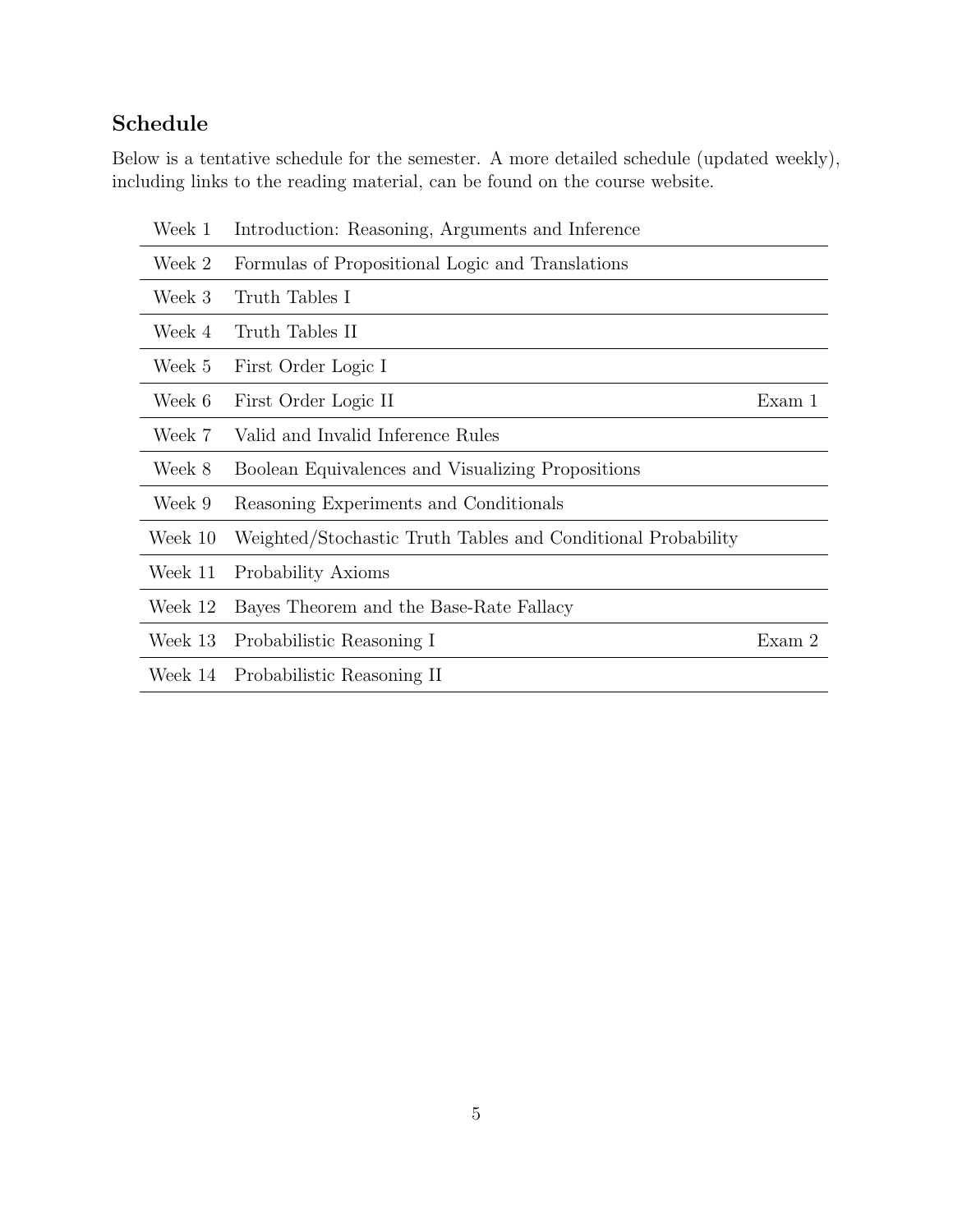## Schedule

Below is a tentative schedule for the semester. A more detailed schedule (updated weekly), including links to the reading material, can be found on the course website.

| Week | Topic | Exam |
|---|---|---|
| Week 1 | Introduction: Reasoning, Arguments and Inference | |
| Week 2 | Formulas of Propositional Logic and Translations | |
| Week 3 | Truth Tables I | |
| Week 4 | Truth Tables II | |
| Week 5 | First Order Logic I | |
| Week 6 | First Order Logic II | Exam 1 |
| Week 7 | Valid and Invalid Inference Rules | |
| Week 8 | Boolean Equivalences and Visualizing Propositions | |
| Week 9 | Reasoning Experiments and Conditionals | |
| Week 10 | Weighted/Stochastic Truth Tables and Conditional Probability | |
| Week 11 | Probability Axioms | |
| Week 12 | Bayes Theorem and the Base-Rate Fallacy | |
| Week 13 | Probabilistic Reasoning I | Exam 2 |
| Week 14 | Probabilistic Reasoning II | |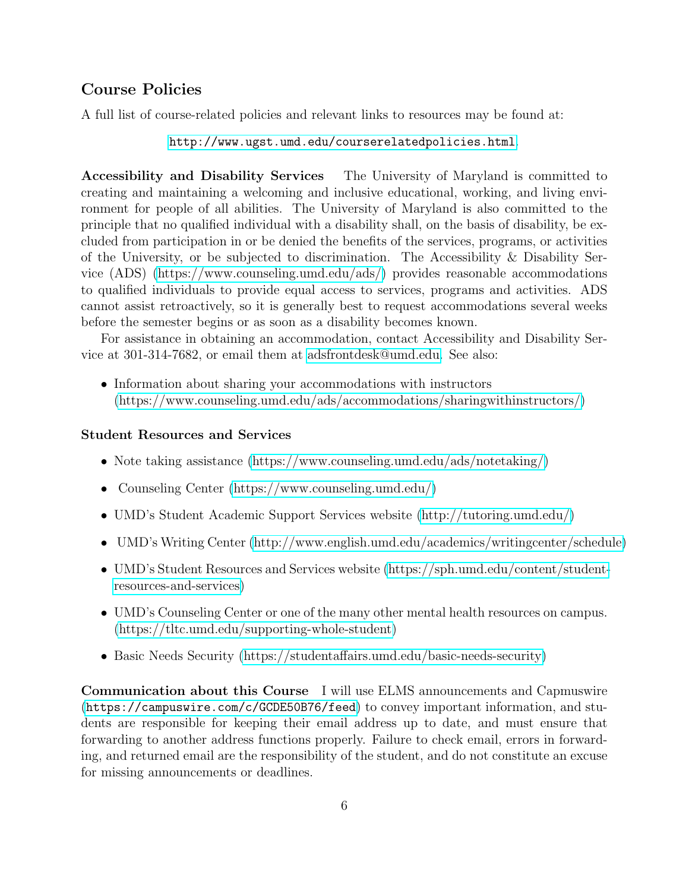## Course Policies

A full list of course-related policies and relevant links to resources may be found at:

http://www.ugst.umd.edu/courserelatedpolicies.html.

**Accessibility and Disability Services** The University of Maryland is committed to creating and maintaining a welcoming and inclusive educational, working, and living environment for people of all abilities. The University of Maryland is also committed to the principle that no qualified individual with a disability shall, on the basis of disability, be excluded from participation in or be denied the benefits of the services, programs, or activities of the University, or be subjected to discrimination. The Accessibility & Disability Service (ADS) (https://www.counseling.umd.edu/ads/) provides reasonable accommodations to qualified individuals to provide equal access to services, programs and activities. ADS cannot assist retroactively, so it is generally best to request accommodations several weeks before the semester begins or as soon as a disability becomes known.

For assistance in obtaining an accommodation, contact Accessibility and Disability Service at 301-314-7682, or email them at adsfrontdesk@umd.edu. See also:

- Information about sharing your accommodations with instructors (https://www.counseling.umd.edu/ads/accommodations/sharingwithinstructors/)

### Student Resources and Services

- Note taking assistance (https://www.counseling.umd.edu/ads/notetaking/)
- Counseling Center (https://www.counseling.umd.edu/)
- UMD's Student Academic Support Services website (http://tutoring.umd.edu/)
- UMD's Writing Center (http://www.english.umd.edu/academics/writingcenter/schedule)
- UMD's Student Resources and Services website (https://sph.umd.edu/content/student-resources-and-services)
- UMD's Counseling Center or one of the many other mental health resources on campus. (https://tltc.umd.edu/supporting-whole-student)
- Basic Needs Security (https://studentaffairs.umd.edu/basic-needs-security)

**Communication about this Course** I will use ELMS announcements and Capmuswire (https://campuswire.com/c/GCDE50B76/feed) to convey important information, and students are responsible for keeping their email address up to date, and must ensure that forwarding to another address functions properly. Failure to check email, errors in forwarding, and returned email are the responsibility of the student, and do not constitute an excuse for missing announcements or deadlines.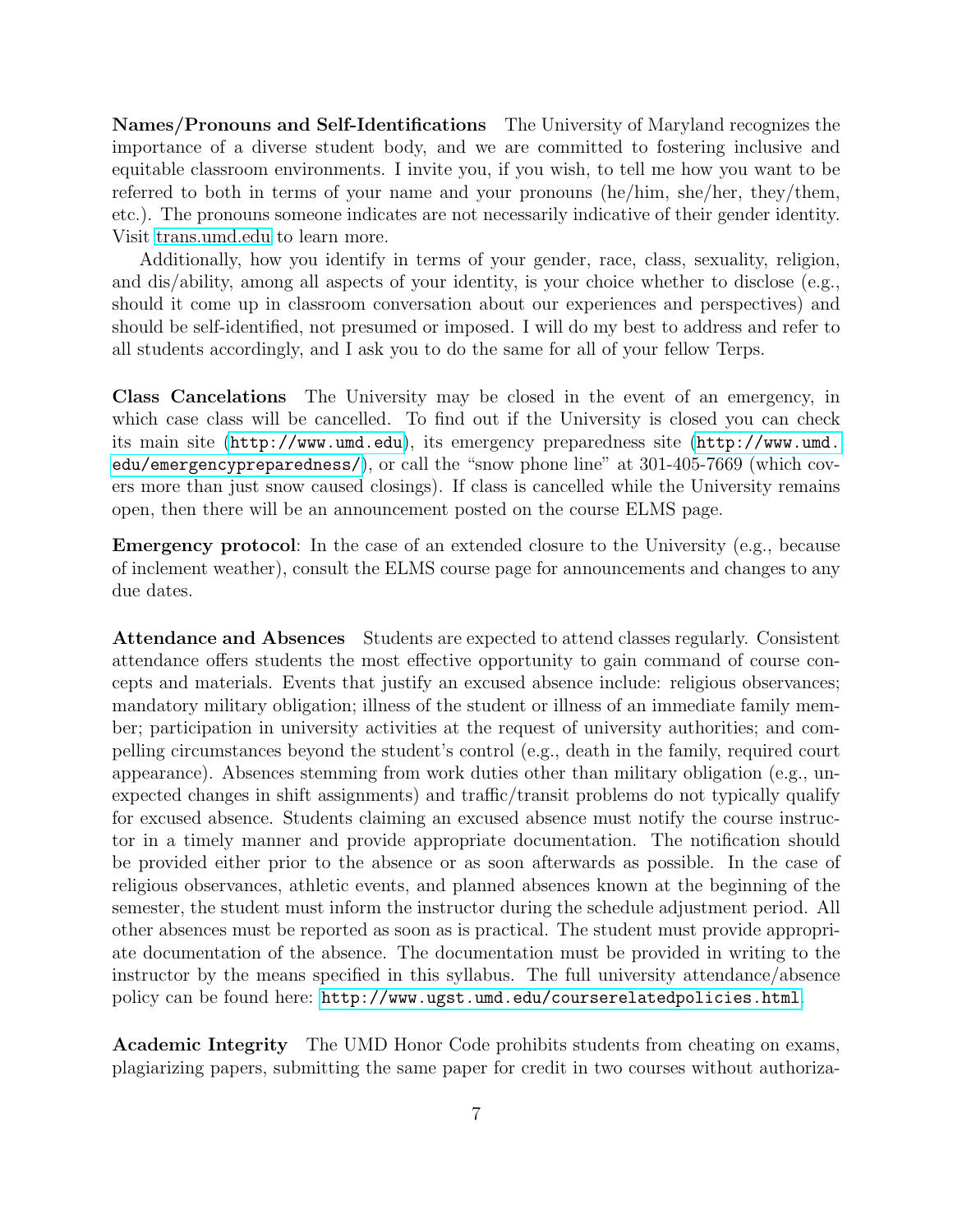**Names/Pronouns and Self-Identifications** The University of Maryland recognizes the importance of a diverse student body, and we are committed to fostering inclusive and equitable classroom environments. I invite you, if you wish, to tell me how you want to be referred to both in terms of your name and your pronouns (he/him, she/her, they/them, etc.). The pronouns someone indicates are not necessarily indicative of their gender identity. Visit trans.umd.edu to learn more.

Additionally, how you identify in terms of your gender, race, class, sexuality, religion, and dis/ability, among all aspects of your identity, is your choice whether to disclose (e.g., should it come up in classroom conversation about our experiences and perspectives) and should be self-identified, not presumed or imposed. I will do my best to address and refer to all students accordingly, and I ask you to do the same for all of your fellow Terps.

**Class Cancelations** The University may be closed in the event of an emergency, in which case class will be cancelled. To find out if the University is closed you can check its main site (`http://www.umd.edu`), its emergency preparedness site (`http://www.umd.edu/emergencypreparedness/`), or call the "snow phone line" at 301-405-7669 (which covers more than just snow caused closings). If class is cancelled while the University remains open, then there will be an announcement posted on the course ELMS page.

**Emergency protocol**: In the case of an extended closure to the University (e.g., because of inclement weather), consult the ELMS course page for announcements and changes to any due dates.

**Attendance and Absences** Students are expected to attend classes regularly. Consistent attendance offers students the most effective opportunity to gain command of course concepts and materials. Events that justify an excused absence include: religious observances; mandatory military obligation; illness of the student or illness of an immediate family member; participation in university activities at the request of university authorities; and compelling circumstances beyond the student's control (e.g., death in the family, required court appearance). Absences stemming from work duties other than military obligation (e.g., unexpected changes in shift assignments) and traffic/transit problems do not typically qualify for excused absence. Students claiming an excused absence must notify the course instructor in a timely manner and provide appropriate documentation. The notification should be provided either prior to the absence or as soon afterwards as possible. In the case of religious observances, athletic events, and planned absences known at the beginning of the semester, the student must inform the instructor during the schedule adjustment period. All other absences must be reported as soon as is practical. The student must provide appropriate documentation of the absence. The documentation must be provided in writing to the instructor by the means specified in this syllabus. The full university attendance/absence policy can be found here: `http://www.ugst.umd.edu/courserelatedpolicies.html`.

**Academic Integrity** The UMD Honor Code prohibits students from cheating on exams, plagiarizing papers, submitting the same paper for credit in two courses without authoriza-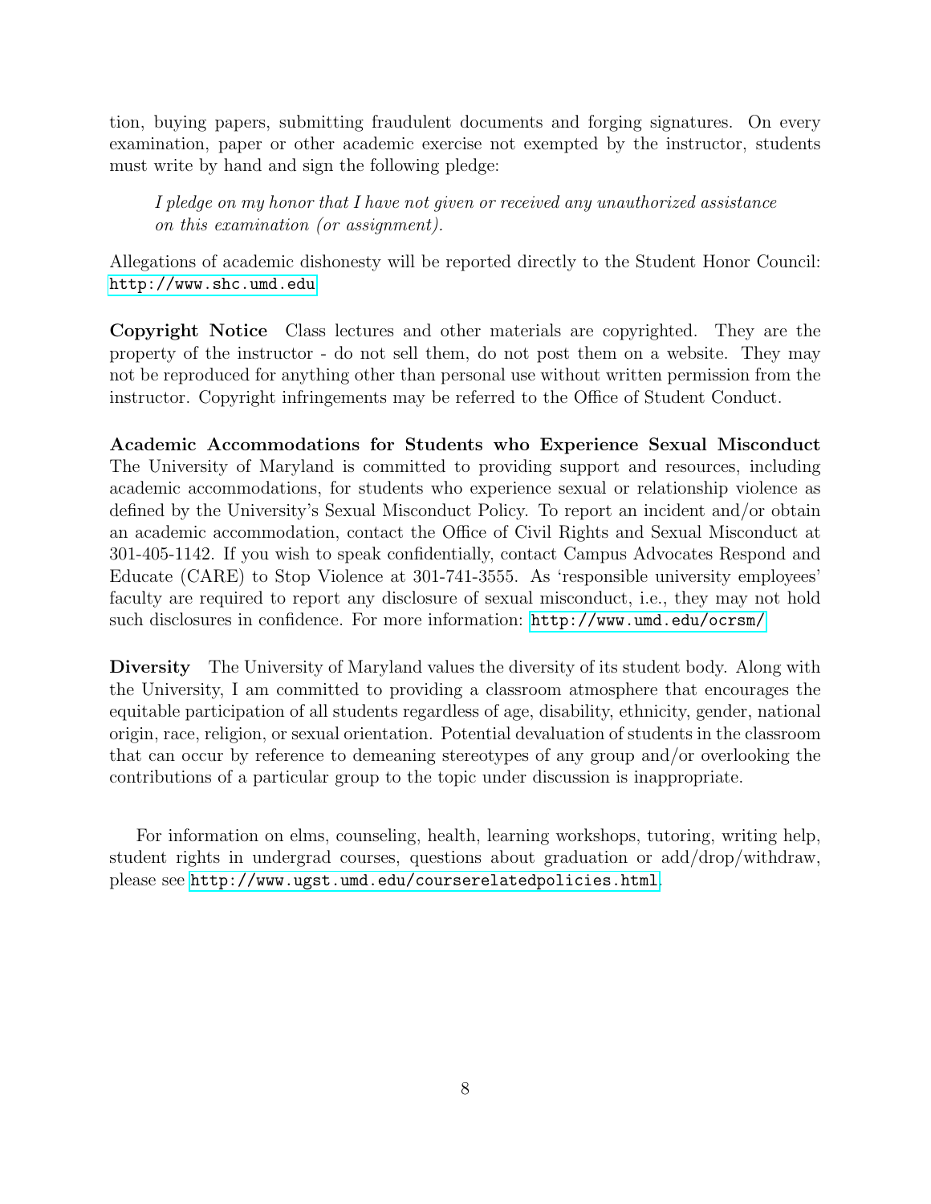tion, buying papers, submitting fraudulent documents and forging signatures. On every examination, paper or other academic exercise not exempted by the instructor, students must write by hand and sign the following pledge:

> *I pledge on my honor that I have not given or received any unauthorized assistance on this examination (or assignment).*

Allegations of academic dishonesty will be reported directly to the Student Honor Council: http://www.shc.umd.edu

**Copyright Notice** Class lectures and other materials are copyrighted. They are the property of the instructor - do not sell them, do not post them on a website. They may not be reproduced for anything other than personal use without written permission from the instructor. Copyright infringements may be referred to the Office of Student Conduct.

**Academic Accommodations for Students who Experience Sexual Misconduct** The University of Maryland is committed to providing support and resources, including academic accommodations, for students who experience sexual or relationship violence as defined by the University's Sexual Misconduct Policy. To report an incident and/or obtain an academic accommodation, contact the Office of Civil Rights and Sexual Misconduct at 301-405-1142. If you wish to speak confidentially, contact Campus Advocates Respond and Educate (CARE) to Stop Violence at 301-741-3555. As 'responsible university employees' faculty are required to report any disclosure of sexual misconduct, i.e., they may not hold such disclosures in confidence. For more information: http://www.umd.edu/ocrsm/

**Diversity** The University of Maryland values the diversity of its student body. Along with the University, I am committed to providing a classroom atmosphere that encourages the equitable participation of all students regardless of age, disability, ethnicity, gender, national origin, race, religion, or sexual orientation. Potential devaluation of students in the classroom that can occur by reference to demeaning stereotypes of any group and/or overlooking the contributions of a particular group to the topic under discussion is inappropriate.

For information on elms, counseling, health, learning workshops, tutoring, writing help, student rights in undergrad courses, questions about graduation or add/drop/withdraw, please see http://www.ugst.umd.edu/courserelatedpolicies.html.